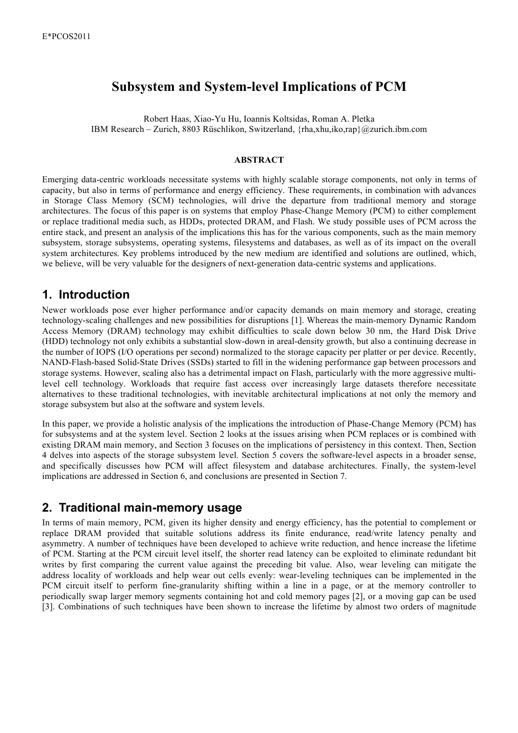# Subsystem and System-level Implications of PCM

Robert Haas, Xiao-Yu Hu, Ioannis Koltsidas, Roman A. Pletka
IBM Research – Zurich, 8803 Rüschlikon, Switzerland, {rha,xhu,iko,rap}@zurich.ibm.com

#### ABSTRACT

Emerging data-centric workloads necessitate systems with highly scalable storage components, not only in terms of capacity, but also in terms of performance and energy efficiency. These requirements, in combination with advances in Storage Class Memory (SCM) technologies, will drive the departure from traditional memory and storage architectures. The focus of this paper is on systems that employ Phase-Change Memory (PCM) to either complement or replace traditional media such, as HDDs, protected DRAM, and Flash. We study possible uses of PCM across the entire stack, and present an analysis of the implications this has for the various components, such as the main memory subsystem, storage subsystems, operating systems, filesystems and databases, as well as of its impact on the overall system architectures. Key problems introduced by the new medium are identified and solutions are outlined, which, we believe, will be very valuable for the designers of next-generation data-centric systems and applications.

## 1. Introduction

Newer workloads pose ever higher performance and/or capacity demands on main memory and storage, creating technology-scaling challenges and new possibilities for disruptions [1]. Whereas the main-memory Dynamic Random Access Memory (DRAM) technology may exhibit difficulties to scale down below 30 nm, the Hard Disk Drive (HDD) technology not only exhibits a substantial slow-down in areal-density growth, but also a continuing decrease in the number of IOPS (I/O operations per second) normalized to the storage capacity per platter or per device. Recently, NAND-Flash-based Solid-State Drives (SSDs) started to fill in the widening performance gap between processors and storage systems. However, scaling also has a detrimental impact on Flash, particularly with the more aggressive multi-level cell technology. Workloads that require fast access over increasingly large datasets therefore necessitate alternatives to these traditional technologies, with inevitable architectural implications at not only the memory and storage subsystem but also at the software and system levels.

In this paper, we provide a holistic analysis of the implications the introduction of Phase-Change Memory (PCM) has for subsystems and at the system level. Section 2 looks at the issues arising when PCM replaces or is combined with existing DRAM main memory, and Section 3 focuses on the implications of persistency in this context. Then, Section 4 delves into aspects of the storage subsystem level. Section 5 covers the software-level aspects in a broader sense, and specifically discusses how PCM will affect filesystem and database architectures. Finally, the system-level implications are addressed in Section 6, and conclusions are presented in Section 7.

## 2. Traditional main-memory usage

In terms of main memory, PCM, given its higher density and energy efficiency, has the potential to complement or replace DRAM provided that suitable solutions address its finite endurance, read/write latency penalty and asymmetry. A number of techniques have been developed to achieve write reduction, and hence increase the lifetime of PCM. Starting at the PCM circuit level itself, the shorter read latency can be exploited to eliminate redundant bit writes by first comparing the current value against the preceding bit value. Also, wear leveling can mitigate the address locality of workloads and help wear out cells evenly: wear-leveling techniques can be implemented in the PCM circuit itself to perform fine-granularity shifting within a line in a page, or at the memory controller to periodically swap larger memory segments containing hot and cold memory pages [2], or a moving gap can be used [3]. Combinations of such techniques have been shown to increase the lifetime by almost two orders of magnitude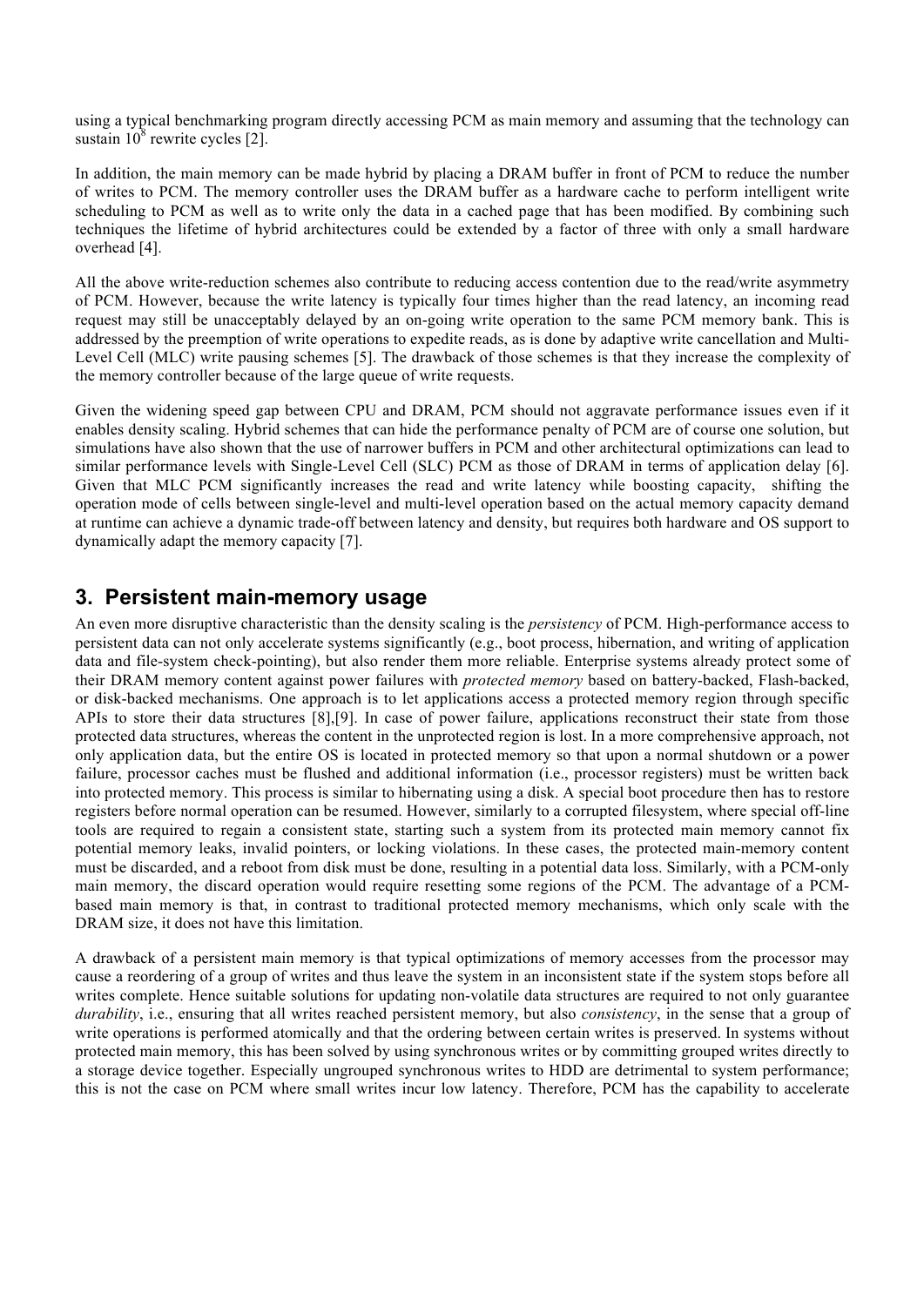using a typical benchmarking program directly accessing PCM as main memory and assuming that the technology can sustain $10^8$ rewrite cycles [2].

In addition, the main memory can be made hybrid by placing a DRAM buffer in front of PCM to reduce the number of writes to PCM. The memory controller uses the DRAM buffer as a hardware cache to perform intelligent write scheduling to PCM as well as to write only the data in a cached page that has been modified. By combining such techniques the lifetime of hybrid architectures could be extended by a factor of three with only a small hardware overhead [4].

All the above write-reduction schemes also contribute to reducing access contention due to the read/write asymmetry of PCM. However, because the write latency is typically four times higher than the read latency, an incoming read request may still be unacceptably delayed by an on-going write operation to the same PCM memory bank. This is addressed by the preemption of write operations to expedite reads, as is done by adaptive write cancellation and Multi-Level Cell (MLC) write pausing schemes [5]. The drawback of those schemes is that they increase the complexity of the memory controller because of the large queue of write requests.

Given the widening speed gap between CPU and DRAM, PCM should not aggravate performance issues even if it enables density scaling. Hybrid schemes that can hide the performance penalty of PCM are of course one solution, but simulations have also shown that the use of narrower buffers in PCM and other architectural optimizations can lead to similar performance levels with Single-Level Cell (SLC) PCM as those of DRAM in terms of application delay [6]. Given that MLC PCM significantly increases the read and write latency while boosting capacity, shifting the operation mode of cells between single-level and multi-level operation based on the actual memory capacity demand at runtime can achieve a dynamic trade-off between latency and density, but requires both hardware and OS support to dynamically adapt the memory capacity [7].

## 3. Persistent main-memory usage

An even more disruptive characteristic than the density scaling is the *persistency* of PCM. High-performance access to persistent data can not only accelerate systems significantly (e.g., boot process, hibernation, and writing of application data and file-system check-pointing), but also render them more reliable. Enterprise systems already protect some of their DRAM memory content against power failures with *protected memory* based on battery-backed, Flash-backed, or disk-backed mechanisms. One approach is to let applications access a protected memory region through specific APIs to store their data structures [8],[9]. In case of power failure, applications reconstruct their state from those protected data structures, whereas the content in the unprotected region is lost. In a more comprehensive approach, not only application data, but the entire OS is located in protected memory so that upon a normal shutdown or a power failure, processor caches must be flushed and additional information (i.e., processor registers) must be written back into protected memory. This process is similar to hibernating using a disk. A special boot procedure then has to restore registers before normal operation can be resumed. However, similarly to a corrupted filesystem, where special off-line tools are required to regain a consistent state, starting such a system from its protected main memory cannot fix potential memory leaks, invalid pointers, or locking violations. In these cases, the protected main-memory content must be discarded, and a reboot from disk must be done, resulting in a potential data loss. Similarly, with a PCM-only main memory, the discard operation would require resetting some regions of the PCM. The advantage of a PCM-based main memory is that, in contrast to traditional protected memory mechanisms, which only scale with the DRAM size, it does not have this limitation.

A drawback of a persistent main memory is that typical optimizations of memory accesses from the processor may cause a reordering of a group of writes and thus leave the system in an inconsistent state if the system stops before all writes complete. Hence suitable solutions for updating non-volatile data structures are required to not only guarantee *durability*, i.e., ensuring that all writes reached persistent memory, but also *consistency*, in the sense that a group of write operations is performed atomically and that the ordering between certain writes is preserved. In systems without protected main memory, this has been solved by using synchronous writes or by committing grouped writes directly to a storage device together. Especially ungrouped synchronous writes to HDD are detrimental to system performance; this is not the case on PCM where small writes incur low latency. Therefore, PCM has the capability to accelerate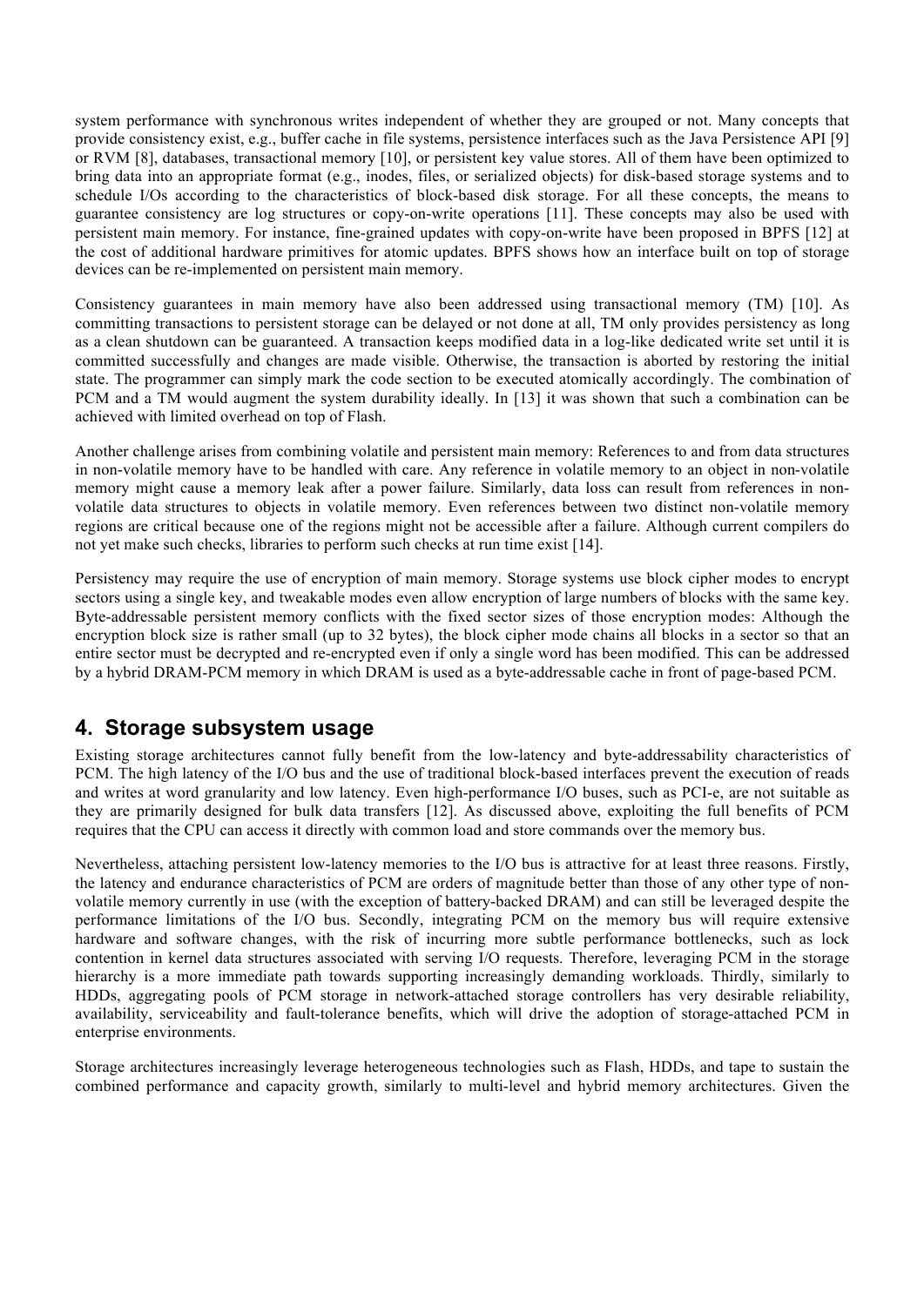system performance with synchronous writes independent of whether they are grouped or not. Many concepts that provide consistency exist, e.g., buffer cache in file systems, persistence interfaces such as the Java Persistence API [9] or RVM [8], databases, transactional memory [10], or persistent key value stores. All of them have been optimized to bring data into an appropriate format (e.g., inodes, files, or serialized objects) for disk-based storage systems and to schedule I/Os according to the characteristics of block-based disk storage. For all these concepts, the means to guarantee consistency are log structures or copy-on-write operations [11]. These concepts may also be used with persistent main memory. For instance, fine-grained updates with copy-on-write have been proposed in BPFS [12] at the cost of additional hardware primitives for atomic updates. BPFS shows how an interface built on top of storage devices can be re-implemented on persistent main memory.

Consistency guarantees in main memory have also been addressed using transactional memory (TM) [10]. As committing transactions to persistent storage can be delayed or not done at all, TM only provides persistency as long as a clean shutdown can be guaranteed. A transaction keeps modified data in a log-like dedicated write set until it is committed successfully and changes are made visible. Otherwise, the transaction is aborted by restoring the initial state. The programmer can simply mark the code section to be executed atomically accordingly. The combination of PCM and a TM would augment the system durability ideally. In [13] it was shown that such a combination can be achieved with limited overhead on top of Flash.

Another challenge arises from combining volatile and persistent main memory: References to and from data structures in non-volatile memory have to be handled with care. Any reference in volatile memory to an object in non-volatile memory might cause a memory leak after a power failure. Similarly, data loss can result from references in non-volatile data structures to objects in volatile memory. Even references between two distinct non-volatile memory regions are critical because one of the regions might not be accessible after a failure. Although current compilers do not yet make such checks, libraries to perform such checks at run time exist [14].

Persistency may require the use of encryption of main memory. Storage systems use block cipher modes to encrypt sectors using a single key, and tweakable modes even allow encryption of large numbers of blocks with the same key. Byte-addressable persistent memory conflicts with the fixed sector sizes of those encryption modes: Although the encryption block size is rather small (up to 32 bytes), the block cipher mode chains all blocks in a sector so that an entire sector must be decrypted and re-encrypted even if only a single word has been modified. This can be addressed by a hybrid DRAM-PCM memory in which DRAM is used as a byte-addressable cache in front of page-based PCM.

## 4. Storage subsystem usage

Existing storage architectures cannot fully benefit from the low-latency and byte-addressability characteristics of PCM. The high latency of the I/O bus and the use of traditional block-based interfaces prevent the execution of reads and writes at word granularity and low latency. Even high-performance I/O buses, such as PCI-e, are not suitable as they are primarily designed for bulk data transfers [12]. As discussed above, exploiting the full benefits of PCM requires that the CPU can access it directly with common load and store commands over the memory bus.

Nevertheless, attaching persistent low-latency memories to the I/O bus is attractive for at least three reasons. Firstly, the latency and endurance characteristics of PCM are orders of magnitude better than those of any other type of non-volatile memory currently in use (with the exception of battery-backed DRAM) and can still be leveraged despite the performance limitations of the I/O bus. Secondly, integrating PCM on the memory bus will require extensive hardware and software changes, with the risk of incurring more subtle performance bottlenecks, such as lock contention in kernel data structures associated with serving I/O requests. Therefore, leveraging PCM in the storage hierarchy is a more immediate path towards supporting increasingly demanding workloads. Thirdly, similarly to HDDs, aggregating pools of PCM storage in network-attached storage controllers has very desirable reliability, availability, serviceability and fault-tolerance benefits, which will drive the adoption of storage-attached PCM in enterprise environments.

Storage architectures increasingly leverage heterogeneous technologies such as Flash, HDDs, and tape to sustain the combined performance and capacity growth, similarly to multi-level and hybrid memory architectures. Given the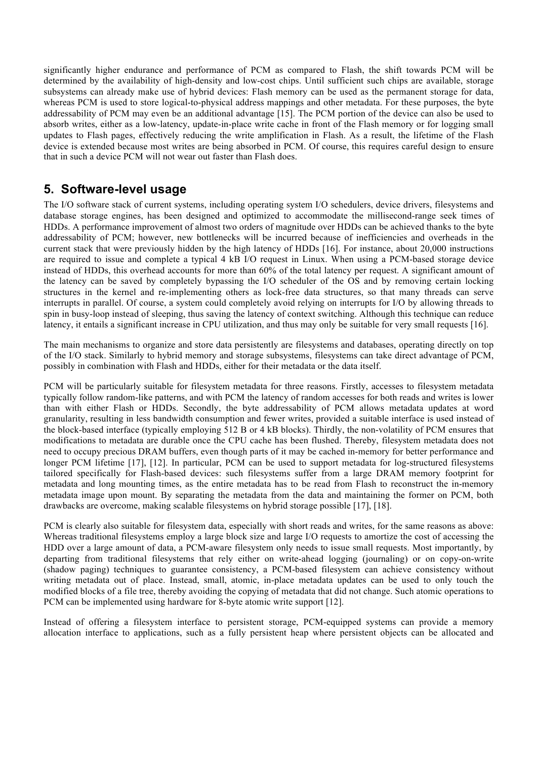significantly higher endurance and performance of PCM as compared to Flash, the shift towards PCM will be determined by the availability of high-density and low-cost chips. Until sufficient such chips are available, storage subsystems can already make use of hybrid devices: Flash memory can be used as the permanent storage for data, whereas PCM is used to store logical-to-physical address mappings and other metadata. For these purposes, the byte addressability of PCM may even be an additional advantage [15]. The PCM portion of the device can also be used to absorb writes, either as a low-latency, update-in-place write cache in front of the Flash memory or for logging small updates to Flash pages, effectively reducing the write amplification in Flash. As a result, the lifetime of the Flash device is extended because most writes are being absorbed in PCM. Of course, this requires careful design to ensure that in such a device PCM will not wear out faster than Flash does.

## 5. Software-level usage

The I/O software stack of current systems, including operating system I/O schedulers, device drivers, filesystems and database storage engines, has been designed and optimized to accommodate the millisecond-range seek times of HDDs. A performance improvement of almost two orders of magnitude over HDDs can be achieved thanks to the byte addressability of PCM; however, new bottlenecks will be incurred because of inefficiencies and overheads in the current stack that were previously hidden by the high latency of HDDs [16]. For instance, about 20,000 instructions are required to issue and complete a typical 4 kB I/O request in Linux. When using a PCM-based storage device instead of HDDs, this overhead accounts for more than 60% of the total latency per request. A significant amount of the latency can be saved by completely bypassing the I/O scheduler of the OS and by removing certain locking structures in the kernel and re-implementing others as lock-free data structures, so that many threads can serve interrupts in parallel. Of course, a system could completely avoid relying on interrupts for I/O by allowing threads to spin in busy-loop instead of sleeping, thus saving the latency of context switching. Although this technique can reduce latency, it entails a significant increase in CPU utilization, and thus may only be suitable for very small requests [16].

The main mechanisms to organize and store data persistently are filesystems and databases, operating directly on top of the I/O stack. Similarly to hybrid memory and storage subsystems, filesystems can take direct advantage of PCM, possibly in combination with Flash and HDDs, either for their metadata or the data itself.

PCM will be particularly suitable for filesystem metadata for three reasons. Firstly, accesses to filesystem metadata typically follow random-like patterns, and with PCM the latency of random accesses for both reads and writes is lower than with either Flash or HDDs. Secondly, the byte addressability of PCM allows metadata updates at word granularity, resulting in less bandwidth consumption and fewer writes, provided a suitable interface is used instead of the block-based interface (typically employing 512 B or 4 kB blocks). Thirdly, the non-volatility of PCM ensures that modifications to metadata are durable once the CPU cache has been flushed. Thereby, filesystem metadata does not need to occupy precious DRAM buffers, even though parts of it may be cached in-memory for better performance and longer PCM lifetime [17], [12]. In particular, PCM can be used to support metadata for log-structured filesystems tailored specifically for Flash-based devices: such filesystems suffer from a large DRAM memory footprint for metadata and long mounting times, as the entire metadata has to be read from Flash to reconstruct the in-memory metadata image upon mount. By separating the metadata from the data and maintaining the former on PCM, both drawbacks are overcome, making scalable filesystems on hybrid storage possible [17], [18].

PCM is clearly also suitable for filesystem data, especially with short reads and writes, for the same reasons as above: Whereas traditional filesystems employ a large block size and large I/O requests to amortize the cost of accessing the HDD over a large amount of data, a PCM-aware filesystem only needs to issue small requests. Most importantly, by departing from traditional filesystems that rely either on write-ahead logging (journaling) or on copy-on-write (shadow paging) techniques to guarantee consistency, a PCM-based filesystem can achieve consistency without writing metadata out of place. Instead, small, atomic, in-place metadata updates can be used to only touch the modified blocks of a file tree, thereby avoiding the copying of metadata that did not change. Such atomic operations to PCM can be implemented using hardware for 8-byte atomic write support [12].

Instead of offering a filesystem interface to persistent storage, PCM-equipped systems can provide a memory allocation interface to applications, such as a fully persistent heap where persistent objects can be allocated and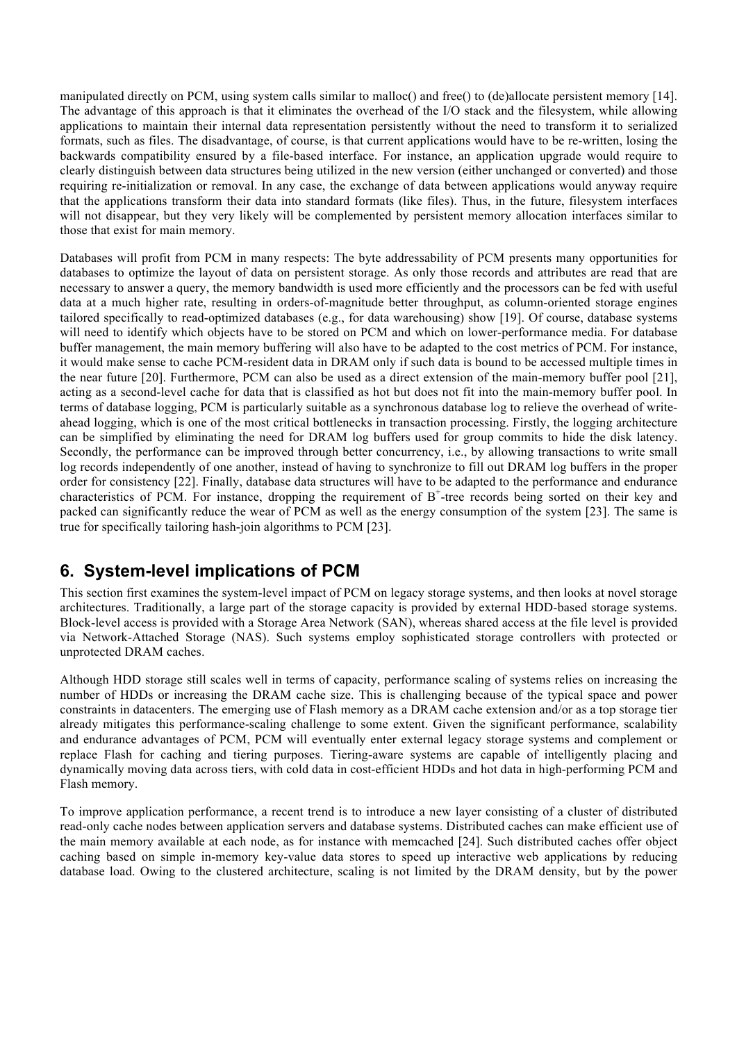manipulated directly on PCM, using system calls similar to malloc() and free() to (de)allocate persistent memory [14]. The advantage of this approach is that it eliminates the overhead of the I/O stack and the filesystem, while allowing applications to maintain their internal data representation persistently without the need to transform it to serialized formats, such as files. The disadvantage, of course, is that current applications would have to be re-written, losing the backwards compatibility ensured by a file-based interface. For instance, an application upgrade would require to clearly distinguish between data structures being utilized in the new version (either unchanged or converted) and those requiring re-initialization or removal. In any case, the exchange of data between applications would anyway require that the applications transform their data into standard formats (like files). Thus, in the future, filesystem interfaces will not disappear, but they very likely will be complemented by persistent memory allocation interfaces similar to those that exist for main memory.

Databases will profit from PCM in many respects: The byte addressability of PCM presents many opportunities for databases to optimize the layout of data on persistent storage. As only those records and attributes are read that are necessary to answer a query, the memory bandwidth is used more efficiently and the processors can be fed with useful data at a much higher rate, resulting in orders-of-magnitude better throughput, as column-oriented storage engines tailored specifically to read-optimized databases (e.g., for data warehousing) show [19]. Of course, database systems will need to identify which objects have to be stored on PCM and which on lower-performance media. For database buffer management, the main memory buffering will also have to be adapted to the cost metrics of PCM. For instance, it would make sense to cache PCM-resident data in DRAM only if such data is bound to be accessed multiple times in the near future [20]. Furthermore, PCM can also be used as a direct extension of the main-memory buffer pool [21], acting as a second-level cache for data that is classified as hot but does not fit into the main-memory buffer pool. In terms of database logging, PCM is particularly suitable as a synchronous database log to relieve the overhead of write-ahead logging, which is one of the most critical bottlenecks in transaction processing. Firstly, the logging architecture can be simplified by eliminating the need for DRAM log buffers used for group commits to hide the disk latency. Secondly, the performance can be improved through better concurrency, i.e., by allowing transactions to write small log records independently of one another, instead of having to synchronize to fill out DRAM log buffers in the proper order for consistency [22]. Finally, database data structures will have to be adapted to the performance and endurance characteristics of PCM. For instance, dropping the requirement of $B^+$-tree records being sorted on their key and packed can significantly reduce the wear of PCM as well as the energy consumption of the system [23]. The same is true for specifically tailoring hash-join algorithms to PCM [23].

## 6. System-level implications of PCM

This section first examines the system-level impact of PCM on legacy storage systems, and then looks at novel storage architectures. Traditionally, a large part of the storage capacity is provided by external HDD-based storage systems. Block-level access is provided with a Storage Area Network (SAN), whereas shared access at the file level is provided via Network-Attached Storage (NAS). Such systems employ sophisticated storage controllers with protected or unprotected DRAM caches.

Although HDD storage still scales well in terms of capacity, performance scaling of systems relies on increasing the number of HDDs or increasing the DRAM cache size. This is challenging because of the typical space and power constraints in datacenters. The emerging use of Flash memory as a DRAM cache extension and/or as a top storage tier already mitigates this performance-scaling challenge to some extent. Given the significant performance, scalability and endurance advantages of PCM, PCM will eventually enter external legacy storage systems and complement or replace Flash for caching and tiering purposes. Tiering-aware systems are capable of intelligently placing and dynamically moving data across tiers, with cold data in cost-efficient HDDs and hot data in high-performing PCM and Flash memory.

To improve application performance, a recent trend is to introduce a new layer consisting of a cluster of distributed read-only cache nodes between application servers and database systems. Distributed caches can make efficient use of the main memory available at each node, as for instance with memcached [24]. Such distributed caches offer object caching based on simple in-memory key-value data stores to speed up interactive web applications by reducing database load. Owing to the clustered architecture, scaling is not limited by the DRAM density, but by the power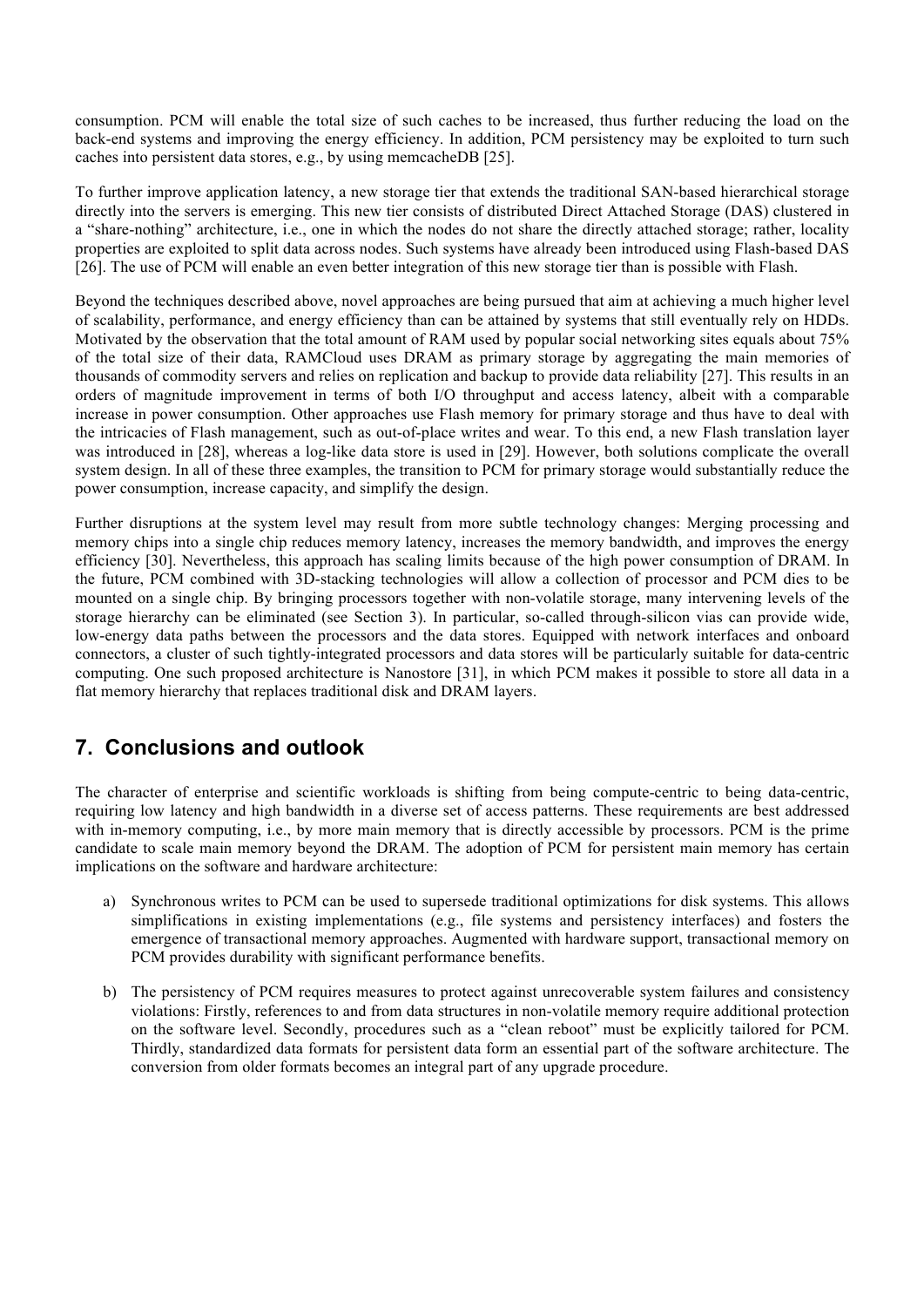consumption. PCM will enable the total size of such caches to be increased, thus further reducing the load on the back-end systems and improving the energy efficiency. In addition, PCM persistency may be exploited to turn such caches into persistent data stores, e.g., by using memcacheDB [25].

To further improve application latency, a new storage tier that extends the traditional SAN-based hierarchical storage directly into the servers is emerging. This new tier consists of distributed Direct Attached Storage (DAS) clustered in a "share-nothing" architecture, i.e., one in which the nodes do not share the directly attached storage; rather, locality properties are exploited to split data across nodes. Such systems have already been introduced using Flash-based DAS [26]. The use of PCM will enable an even better integration of this new storage tier than is possible with Flash.

Beyond the techniques described above, novel approaches are being pursued that aim at achieving a much higher level of scalability, performance, and energy efficiency than can be attained by systems that still eventually rely on HDDs. Motivated by the observation that the total amount of RAM used by popular social networking sites equals about 75% of the total size of their data, RAMCloud uses DRAM as primary storage by aggregating the main memories of thousands of commodity servers and relies on replication and backup to provide data reliability [27]. This results in an orders of magnitude improvement in terms of both I/O throughput and access latency, albeit with a comparable increase in power consumption. Other approaches use Flash memory for primary storage and thus have to deal with the intricacies of Flash management, such as out-of-place writes and wear. To this end, a new Flash translation layer was introduced in [28], whereas a log-like data store is used in [29]. However, both solutions complicate the overall system design. In all of these three examples, the transition to PCM for primary storage would substantially reduce the power consumption, increase capacity, and simplify the design.

Further disruptions at the system level may result from more subtle technology changes: Merging processing and memory chips into a single chip reduces memory latency, increases the memory bandwidth, and improves the energy efficiency [30]. Nevertheless, this approach has scaling limits because of the high power consumption of DRAM. In the future, PCM combined with 3D-stacking technologies will allow a collection of processor and PCM dies to be mounted on a single chip. By bringing processors together with non-volatile storage, many intervening levels of the storage hierarchy can be eliminated (see Section 3). In particular, so-called through-silicon vias can provide wide, low-energy data paths between the processors and the data stores. Equipped with network interfaces and onboard connectors, a cluster of such tightly-integrated processors and data stores will be particularly suitable for data-centric computing. One such proposed architecture is Nanostore [31], in which PCM makes it possible to store all data in a flat memory hierarchy that replaces traditional disk and DRAM layers.

## 7. Conclusions and outlook

The character of enterprise and scientific workloads is shifting from being compute-centric to being data-centric, requiring low latency and high bandwidth in a diverse set of access patterns. These requirements are best addressed with in-memory computing, i.e., by more main memory that is directly accessible by processors. PCM is the prime candidate to scale main memory beyond the DRAM. The adoption of PCM for persistent main memory has certain implications on the software and hardware architecture:

a) Synchronous writes to PCM can be used to supersede traditional optimizations for disk systems. This allows simplifications in existing implementations (e.g., file systems and persistency interfaces) and fosters the emergence of transactional memory approaches. Augmented with hardware support, transactional memory on PCM provides durability with significant performance benefits.

b) The persistency of PCM requires measures to protect against unrecoverable system failures and consistency violations: Firstly, references to and from data structures in non-volatile memory require additional protection on the software level. Secondly, procedures such as a "clean reboot" must be explicitly tailored for PCM. Thirdly, standardized data formats for persistent data form an essential part of the software architecture. The conversion from older formats becomes an integral part of any upgrade procedure.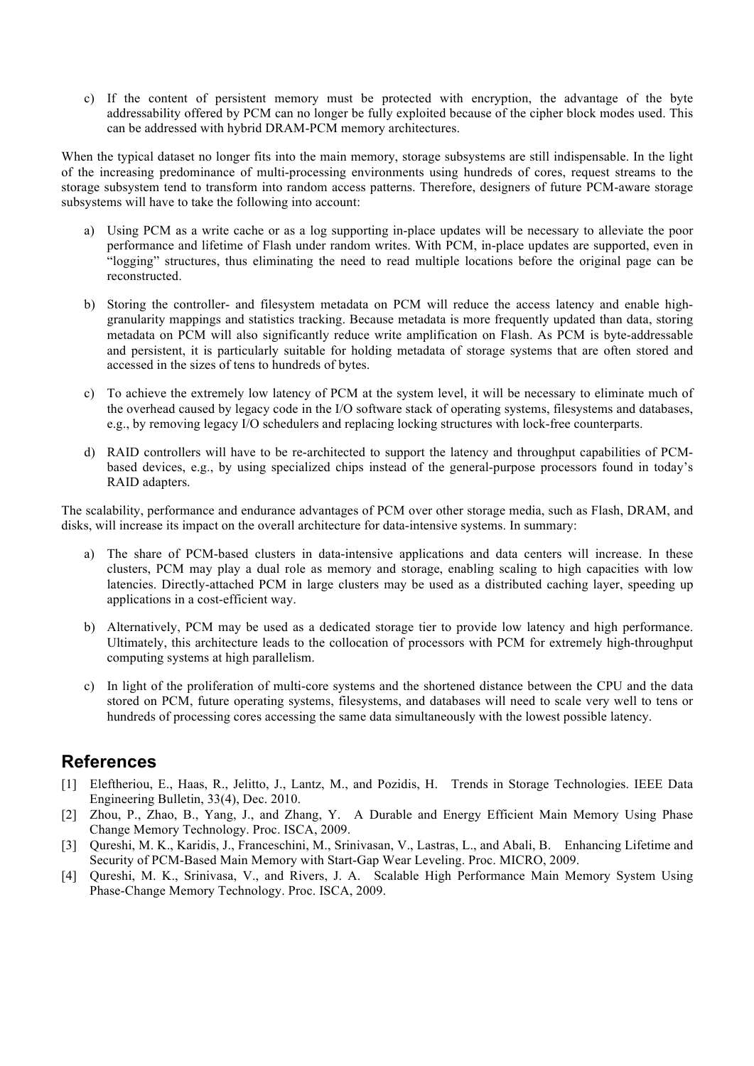c) If the content of persistent memory must be protected with encryption, the advantage of the byte addressability offered by PCM can no longer be fully exploited because of the cipher block modes used. This can be addressed with hybrid DRAM-PCM memory architectures.

When the typical dataset no longer fits into the main memory, storage subsystems are still indispensable. In the light of the increasing predominance of multi-processing environments using hundreds of cores, request streams to the storage subsystem tend to transform into random access patterns. Therefore, designers of future PCM-aware storage subsystems will have to take the following into account:

a) Using PCM as a write cache or as a log supporting in-place updates will be necessary to alleviate the poor performance and lifetime of Flash under random writes. With PCM, in-place updates are supported, even in "logging" structures, thus eliminating the need to read multiple locations before the original page can be reconstructed.

b) Storing the controller- and filesystem metadata on PCM will reduce the access latency and enable high-granularity mappings and statistics tracking. Because metadata is more frequently updated than data, storing metadata on PCM will also significantly reduce write amplification on Flash. As PCM is byte-addressable and persistent, it is particularly suitable for holding metadata of storage systems that are often stored and accessed in the sizes of tens to hundreds of bytes.

c) To achieve the extremely low latency of PCM at the system level, it will be necessary to eliminate much of the overhead caused by legacy code in the I/O software stack of operating systems, filesystems and databases, e.g., by removing legacy I/O schedulers and replacing locking structures with lock-free counterparts.

d) RAID controllers will have to be re-architected to support the latency and throughput capabilities of PCM-based devices, e.g., by using specialized chips instead of the general-purpose processors found in today's RAID adapters.

The scalability, performance and endurance advantages of PCM over other storage media, such as Flash, DRAM, and disks, will increase its impact on the overall architecture for data-intensive systems. In summary:

a) The share of PCM-based clusters in data-intensive applications and data centers will increase. In these clusters, PCM may play a dual role as memory and storage, enabling scaling to high capacities with low latencies. Directly-attached PCM in large clusters may be used as a distributed caching layer, speeding up applications in a cost-efficient way.

b) Alternatively, PCM may be used as a dedicated storage tier to provide low latency and high performance. Ultimately, this architecture leads to the collocation of processors with PCM for extremely high-throughput computing systems at high parallelism.

c) In light of the proliferation of multi-core systems and the shortened distance between the CPU and the data stored on PCM, future operating systems, filesystems, and databases will need to scale very well to tens or hundreds of processing cores accessing the same data simultaneously with the lowest possible latency.

## References

[1] Eleftheriou, E., Haas, R., Jelitto, J., Lantz, M., and Pozidis, H. Trends in Storage Technologies. IEEE Data Engineering Bulletin, 33(4), Dec. 2010.

[2] Zhou, P., Zhao, B., Yang, J., and Zhang, Y. A Durable and Energy Efficient Main Memory Using Phase Change Memory Technology. Proc. ISCA, 2009.

[3] Qureshi, M. K., Karidis, J., Franceschini, M., Srinivasan, V., Lastras, L., and Abali, B. Enhancing Lifetime and Security of PCM-Based Main Memory with Start-Gap Wear Leveling. Proc. MICRO, 2009.

[4] Qureshi, M. K., Srinivasa, V., and Rivers, J. A. Scalable High Performance Main Memory System Using Phase-Change Memory Technology. Proc. ISCA, 2009.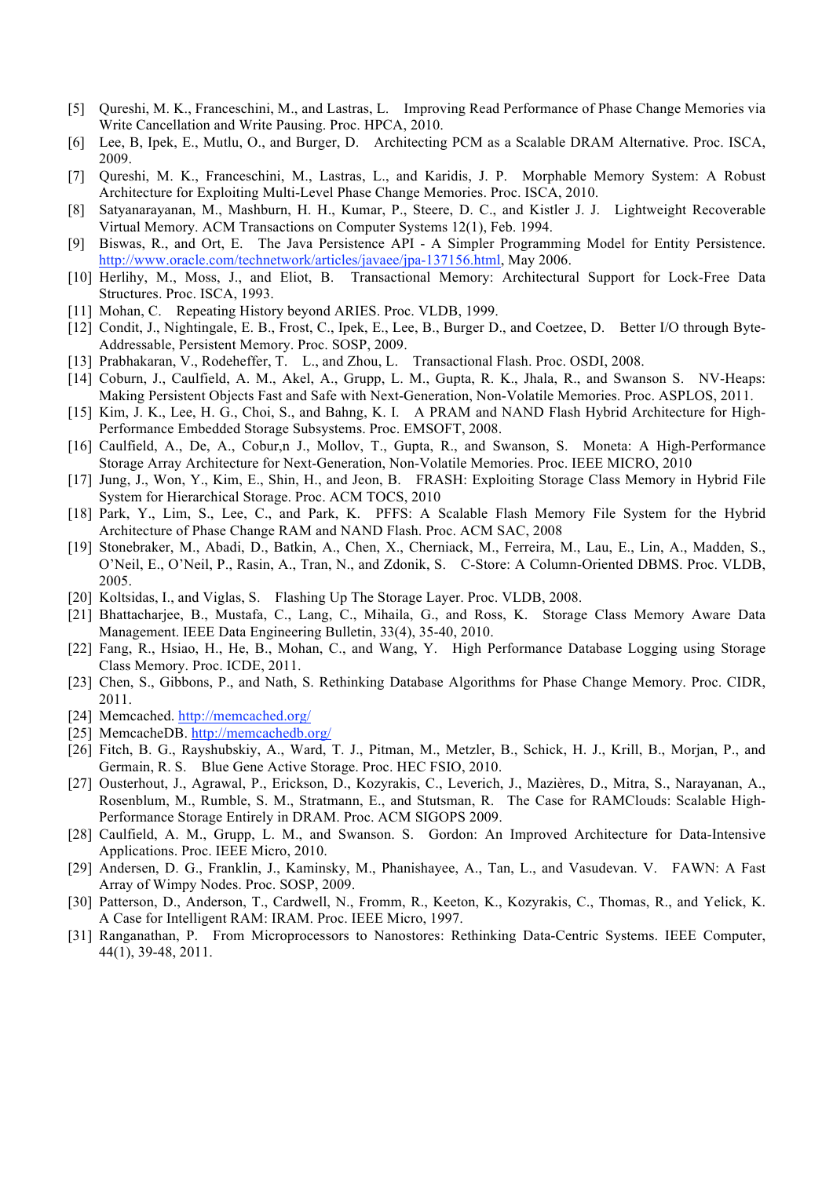[5] Qureshi, M. K., Franceschini, M., and Lastras, L. Improving Read Performance of Phase Change Memories via Write Cancellation and Write Pausing. Proc. HPCA, 2010.

[6] Lee, B, Ipek, E., Mutlu, O., and Burger, D. Architecting PCM as a Scalable DRAM Alternative. Proc. ISCA, 2009.

[7] Qureshi, M. K., Franceschini, M., Lastras, L., and Karidis, J. P. Morphable Memory System: A Robust Architecture for Exploiting Multi-Level Phase Change Memories. Proc. ISCA, 2010.

[8] Satyanarayanan, M., Mashburn, H. H., Kumar, P., Steere, D. C., and Kistler J. J. Lightweight Recoverable Virtual Memory. ACM Transactions on Computer Systems 12(1), Feb. 1994.

[9] Biswas, R., and Ort, E. The Java Persistence API - A Simpler Programming Model for Entity Persistence. http://www.oracle.com/technetwork/articles/javaee/jpa-137156.html, May 2006.

[10] Herlihy, M., Moss, J., and Eliot, B. Transactional Memory: Architectural Support for Lock-Free Data Structures. Proc. ISCA, 1993.

[11] Mohan, C. Repeating History beyond ARIES. Proc. VLDB, 1999.

[12] Condit, J., Nightingale, E. B., Frost, C., Ipek, E., Lee, B., Burger D., and Coetzee, D. Better I/O through Byte-Addressable, Persistent Memory. Proc. SOSP, 2009.

[13] Prabhakaran, V., Rodeheffer, T. L., and Zhou, L. Transactional Flash. Proc. OSDI, 2008.

[14] Coburn, J., Caulfield, A. M., Akel, A., Grupp, L. M., Gupta, R. K., Jhala, R., and Swanson S. NV-Heaps: Making Persistent Objects Fast and Safe with Next-Generation, Non-Volatile Memories. Proc. ASPLOS, 2011.

[15] Kim, J. K., Lee, H. G., Choi, S., and Bahng, K. I. A PRAM and NAND Flash Hybrid Architecture for High-Performance Embedded Storage Subsystems. Proc. EMSOFT, 2008.

[16] Caulfield, A., De, A., Cobur,n J., Mollov, T., Gupta, R., and Swanson, S. Moneta: A High-Performance Storage Array Architecture for Next-Generation, Non-Volatile Memories. Proc. IEEE MICRO, 2010

[17] Jung, J., Won, Y., Kim, E., Shin, H., and Jeon, B. FRASH: Exploiting Storage Class Memory in Hybrid File System for Hierarchical Storage. Proc. ACM TOCS, 2010

[18] Park, Y., Lim, S., Lee, C., and Park, K. PFFS: A Scalable Flash Memory File System for the Hybrid Architecture of Phase Change RAM and NAND Flash. Proc. ACM SAC, 2008

[19] Stonebraker, M., Abadi, D., Batkin, A., Chen, X., Cherniack, M., Ferreira, M., Lau, E., Lin, A., Madden, S., O'Neil, E., O'Neil, P., Rasin, A., Tran, N., and Zdonik, S. C-Store: A Column-Oriented DBMS. Proc. VLDB, 2005.

[20] Koltsidas, I., and Viglas, S. Flashing Up The Storage Layer. Proc. VLDB, 2008.

[21] Bhattacharjee, B., Mustafa, C., Lang, C., Mihaila, G., and Ross, K. Storage Class Memory Aware Data Management. IEEE Data Engineering Bulletin, 33(4), 35-40, 2010.

[22] Fang, R., Hsiao, H., He, B., Mohan, C., and Wang, Y. High Performance Database Logging using Storage Class Memory. Proc. ICDE, 2011.

[23] Chen, S., Gibbons, P., and Nath, S. Rethinking Database Algorithms for Phase Change Memory. Proc. CIDR, 2011.

[24] Memcached. http://memcached.org/

[25] MemcacheDB. http://memcachedb.org/

[26] Fitch, B. G., Rayshubskiy, A., Ward, T. J., Pitman, M., Metzler, B., Schick, H. J., Krill, B., Morjan, P., and Germain, R. S. Blue Gene Active Storage. Proc. HEC FSIO, 2010.

[27] Ousterhout, J., Agrawal, P., Erickson, D., Kozyrakis, C., Leverich, J., Mazières, D., Mitra, S., Narayanan, A., Rosenblum, M., Rumble, S. M., Stratmann, E., and Stutsman, R. The Case for RAMClouds: Scalable High-Performance Storage Entirely in DRAM. Proc. ACM SIGOPS 2009.

[28] Caulfield, A. M., Grupp, L. M., and Swanson. S. Gordon: An Improved Architecture for Data-Intensive Applications. Proc. IEEE Micro, 2010.

[29] Andersen, D. G., Franklin, J., Kaminsky, M., Phanishayee, A., Tan, L., and Vasudevan. V. FAWN: A Fast Array of Wimpy Nodes. Proc. SOSP, 2009.

[30] Patterson, D., Anderson, T., Cardwell, N., Fromm, R., Keeton, K., Kozyrakis, C., Thomas, R., and Yelick, K. A Case for Intelligent RAM: IRAM. Proc. IEEE Micro, 1997.

[31] Ranganathan, P. From Microprocessors to Nanostores: Rethinking Data-Centric Systems. IEEE Computer, 44(1), 39-48, 2011.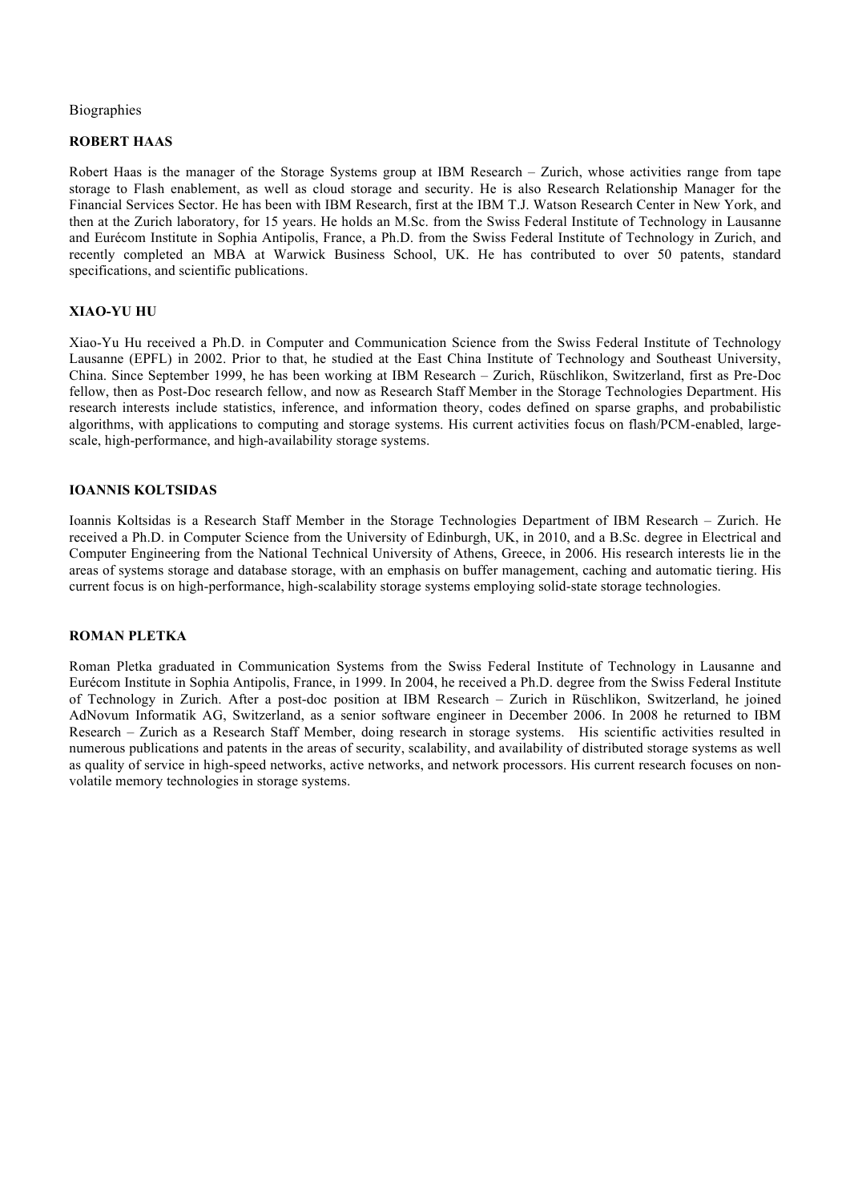Biographies

### ROBERT HAAS

Robert Haas is the manager of the Storage Systems group at IBM Research – Zurich, whose activities range from tape storage to Flash enablement, as well as cloud storage and security. He is also Research Relationship Manager for the Financial Services Sector. He has been with IBM Research, first at the IBM T.J. Watson Research Center in New York, and then at the Zurich laboratory, for 15 years. He holds an M.Sc. from the Swiss Federal Institute of Technology in Lausanne and Eurécom Institute in Sophia Antipolis, France, a Ph.D. from the Swiss Federal Institute of Technology in Zurich, and recently completed an MBA at Warwick Business School, UK. He has contributed to over 50 patents, standard specifications, and scientific publications.

### XIAO-YU HU

Xiao-Yu Hu received a Ph.D. in Computer and Communication Science from the Swiss Federal Institute of Technology Lausanne (EPFL) in 2002. Prior to that, he studied at the East China Institute of Technology and Southeast University, China. Since September 1999, he has been working at IBM Research – Zurich, Rüschlikon, Switzerland, first as Pre-Doc fellow, then as Post-Doc research fellow, and now as Research Staff Member in the Storage Technologies Department. His research interests include statistics, inference, and information theory, codes defined on sparse graphs, and probabilistic algorithms, with applications to computing and storage systems. His current activities focus on flash/PCM-enabled, large-scale, high-performance, and high-availability storage systems.

### IOANNIS KOLTSIDAS

Ioannis Koltsidas is a Research Staff Member in the Storage Technologies Department of IBM Research – Zurich. He received a Ph.D. in Computer Science from the University of Edinburgh, UK, in 2010, and a B.Sc. degree in Electrical and Computer Engineering from the National Technical University of Athens, Greece, in 2006. His research interests lie in the areas of systems storage and database storage, with an emphasis on buffer management, caching and automatic tiering. His current focus is on high-performance, high-scalability storage systems employing solid-state storage technologies.

### ROMAN PLETKA

Roman Pletka graduated in Communication Systems from the Swiss Federal Institute of Technology in Lausanne and Eurécom Institute in Sophia Antipolis, France, in 1999. In 2004, he received a Ph.D. degree from the Swiss Federal Institute of Technology in Zurich. After a post-doc position at IBM Research – Zurich in Rüschlikon, Switzerland, he joined AdNovum Informatik AG, Switzerland, as a senior software engineer in December 2006. In 2008 he returned to IBM Research – Zurich as a Research Staff Member, doing research in storage systems. His scientific activities resulted in numerous publications and patents in the areas of security, scalability, and availability of distributed storage systems as well as quality of service in high-speed networks, active networks, and network processors. His current research focuses on non-volatile memory technologies in storage systems.